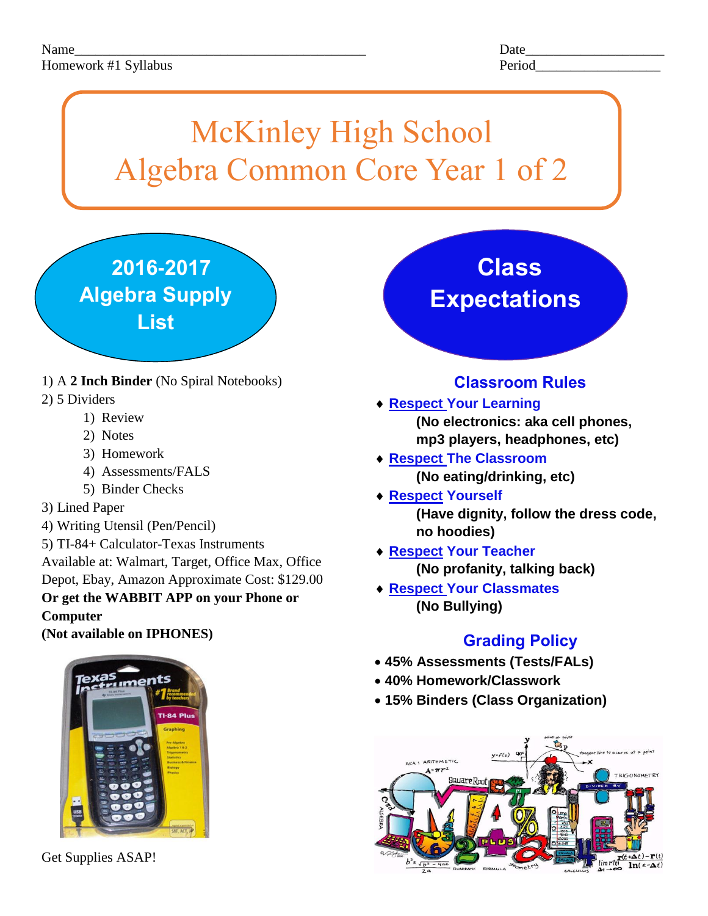Name_____________________________________________ Date_____________________

Homework #1 Syllabus Period__________________

# McKinley High School
# Algebra Common Core Year 1 of 2

## 2016-2017 Algebra Supply List

1) A **2 Inch Binder** (No Spiral Notebooks)
2) 5 Dividers
   1) Review
   2) Notes
   3) Homework
   4) Assessments/FALS
   5) Binder Checks
3) Lined Paper
4) Writing Utensil (Pen/Pencil)
5) TI-84+ Calculator-Texas Instruments

Available at: Walmart, Target, Office Max, Office Depot, Ebay, Amazon Approximate Cost: $129.00

**Or get the WABBIT APP on your Phone or Computer**

**(Not available on IPHONES)**

Get Supplies ASAP!

## Class Expectations

### Classroom Rules

- **Respect Your Learning**
  **(No electronics: aka cell phones, mp3 players, headphones, etc)**
- **Respect The Classroom**
  **(No eating/drinking, etc)**
- **Respect Yourself**
  **(Have dignity, follow the dress code, no hoodies)**
- **Respect Your Teacher**
  **(No profanity, talking back)**
- **Respect Your Classmates**
  **(No Bullying)**

### Grading Policy

- **45% Assessments (Tests/FALs)**
- **40% Homework/Classwork**
- **15% Binders (Class Organization)**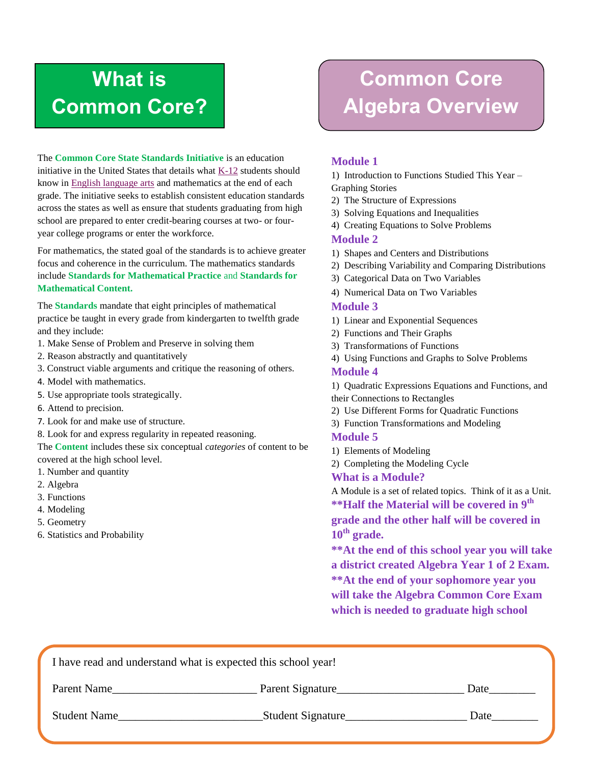# What is Common Core?

The **Common Core State Standards Initiative** is an education initiative in the United States that details what K-12 students should know in English language arts and mathematics at the end of each grade. The initiative seeks to establish consistent education standards across the states as well as ensure that students graduating from high school are prepared to enter credit-bearing courses at two- or four-year college programs or enter the workforce.

For mathematics, the stated goal of the standards is to achieve greater focus and coherence in the curriculum. The mathematics standards include **Standards for Mathematical Practice** and **Standards for Mathematical Content.**

The **Standards** mandate that eight principles of mathematical practice be taught in every grade from kindergarten to twelfth grade and they include:

1. Make Sense of Problem and Preserve in solving them
2. Reason abstractly and quantitatively
3. Construct viable arguments and critique the reasoning of others.
4. Model with mathematics.
5. Use appropriate tools strategically.
6. Attend to precision.
7. Look for and make use of structure.
8. Look for and express regularity in repeated reasoning.

The **Content** includes these six conceptual *categories* of content to be covered at the high school level.

1. Number and quantity
2. Algebra
3. Functions
4. Modeling
5. Geometry
6. Statistics and Probability

# Common Core Algebra Overview

### Module 1

1) Introduction to Functions Studied This Year – Graphing Stories
2) The Structure of Expressions
3) Solving Equations and Inequalities
4) Creating Equations to Solve Problems

### Module 2

1) Shapes and Centers and Distributions
2) Describing Variability and Comparing Distributions
3) Categorical Data on Two Variables
4) Numerical Data on Two Variables

### Module 3

1) Linear and Exponential Sequences
2) Functions and Their Graphs
3) Transformations of Functions
4) Using Functions and Graphs to Solve Problems

### Module 4

1) Quadratic Expressions Equations and Functions, and their Connections to Rectangles
2) Use Different Forms for Quadratic Functions
3) Function Transformations and Modeling

### Module 5

1) Elements of Modeling
2) Completing the Modeling Cycle

### What is a Module?

A Module is a set of related topics. Think of it as a Unit.

**\*\*Half the Material will be covered in 9th grade and the other half will be covered in 10th grade.**

**\*\*At the end of this school year you will take a district created Algebra Year 1 of 2 Exam.**

**\*\*At the end of your sophomore year you will take the Algebra Common Core Exam which is needed to graduate high school**

---

I have read and understand what is expected this school year!

Parent Name________________________ Parent Signature_____________________ Date________

Student Name________________________Student Signature____________________ Date________